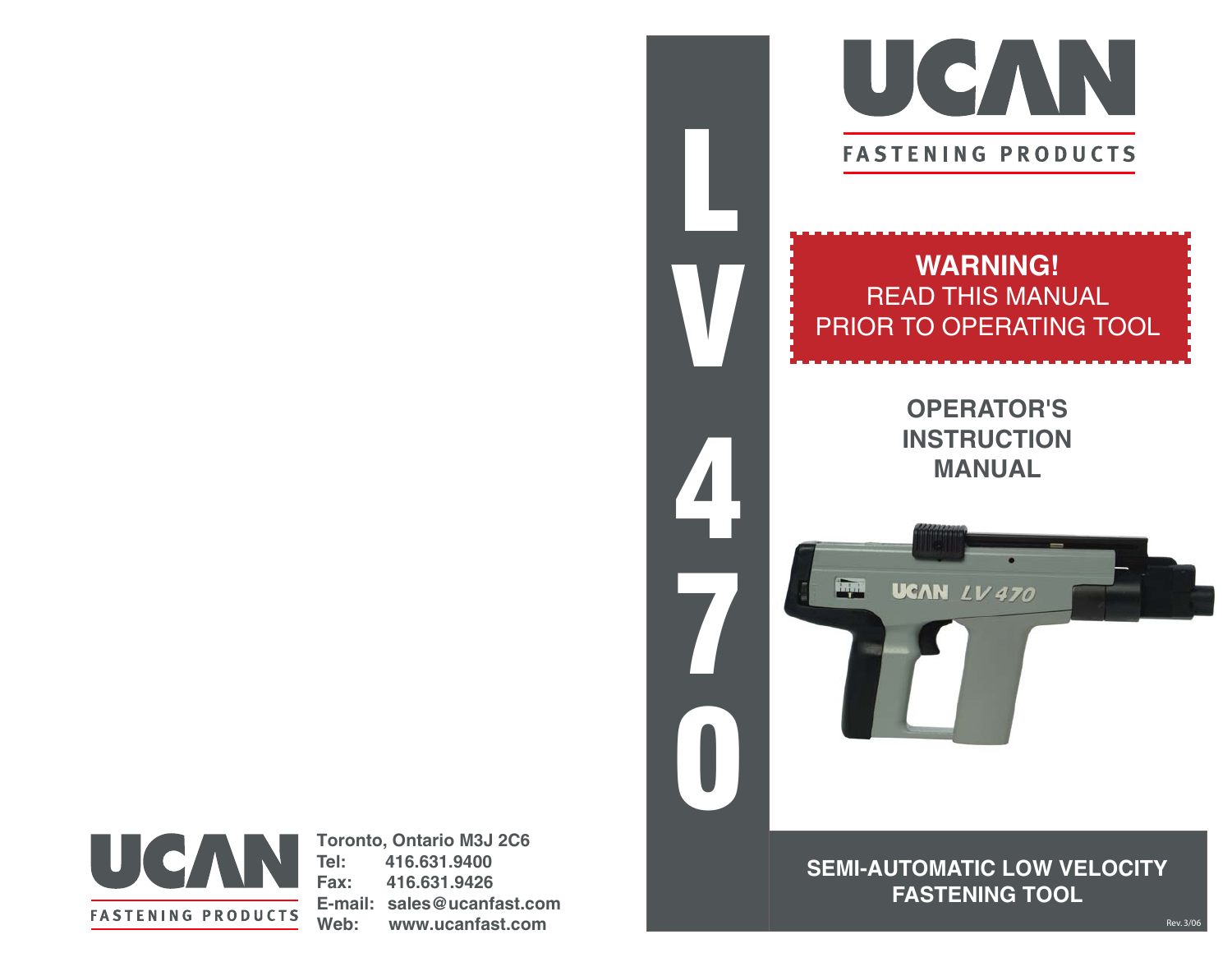# UCAN

FASTENING PRODUCTS

# LV 470

**WARNING!**
READ THIS MANUAL
PRIOR TO OPERATING TOOL

## OPERATOR'S INSTRUCTION MANUAL

## SEMI-AUTOMATIC LOW VELOCITY FASTENING TOOL

Rev. 3/06

UCAN FASTENING PRODUCTS

**Toronto, Ontario M3J 2C6**
**Tel:** 416.631.9400
**Fax:** 416.631.9426
**E-mail:** sales@ucanfast.com
**Web:** www.ucanfast.com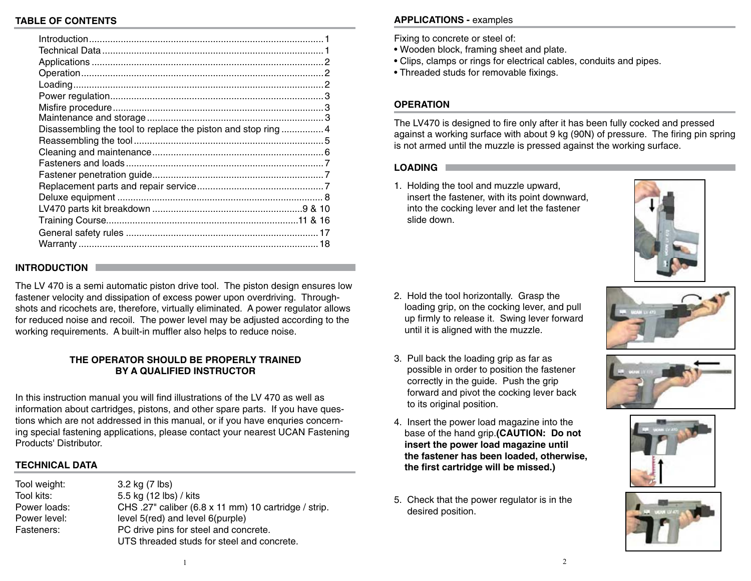## TABLE OF CONTENTS

| | |
|---|---|
| Introduction | 1 |
| Technical Data | 1 |
| Applications | 2 |
| Operation | 2 |
| Loading | 2 |
| Power regulation | 3 |
| Misfire procedure | 3 |
| Maintenance and storage | 3 |
| Disassembling the tool to replace the piston and stop ring | 4 |
| Reassembling the tool | 5 |
| Cleaning and maintenance | 6 |
| Fasteners and loads | 7 |
| Fastener penetration guide | 7 |
| Replacement parts and repair service | 7 |
| Deluxe equipment | 8 |
| LV470 parts kit breakdown | 9 & 10 |
| Training Course | 11 & 16 |
| General safety rules | 17 |
| Warranty | 18 |

## INTRODUCTION

The LV 470 is a semi automatic piston drive tool. The piston design ensures low fastener velocity and dissipation of excess power upon overdriving. Through-shots and ricochets are, therefore, virtually eliminated. A power regulator allows for reduced noise and recoil. The power level may be adjusted according to the working requirements. A built-in muffler also helps to reduce noise.

**THE OPERATOR SHOULD BE PROPERLY TRAINED BY A QUALIFIED INSTRUCTOR**

In this instruction manual you will find illustrations of the LV 470 as well as information about cartridges, pistons, and other spare parts. If you have questions which are not addressed in this manual, or if you have enquiries concerning special fastening applications, please contact your nearest UCAN Fastening Products' Distributor.

## TECHNICAL DATA

| | |
|---|---|
| Tool weight: | 3.2 kg (7 lbs) |
| Tool kits: | 5.5 kg (12 lbs) / kits |
| Power loads: | CHS .27" caliber (6.8 x 11 mm) 10 cartridge / strip. |
| Power level: | level 5(red) and level 6(purple) |
| Fasteners: | PC drive pins for steel and concrete.<br>UTS threaded studs for steel and concrete. |

## APPLICATIONS - examples

Fixing to concrete or steel of:

- Wooden block, framing sheet and plate.
- Clips, clamps or rings for electrical cables, conduits and pipes.
- Threaded studs for removable fixings.

## OPERATION

The LV470 is designed to fire only after it has been fully cocked and pressed against a working surface with about 9 kg (90N) of pressure. The firing pin spring is not armed until the muzzle is pressed against the working surface.

## LOADING

1. Holding the tool and muzzle upward, insert the fastener, with its point downward, into the cocking lever and let the fastener slide down.

2. Hold the tool horizontally. Grasp the loading grip, on the cocking lever, and pull up firmly to release it. Swing lever forward until it is aligned with the muzzle.

3. Pull back the loading grip as far as possible in order to position the fastener correctly in the guide. Push the grip forward and pivot the cocking lever back to its original position.

4. Insert the power load magazine into the base of the hand grip. **(CAUTION: Do not insert the power load magazine until the fastener has been loaded, otherwise, the first cartridge will be missed.)**

5. Check that the power regulator is in the desired position.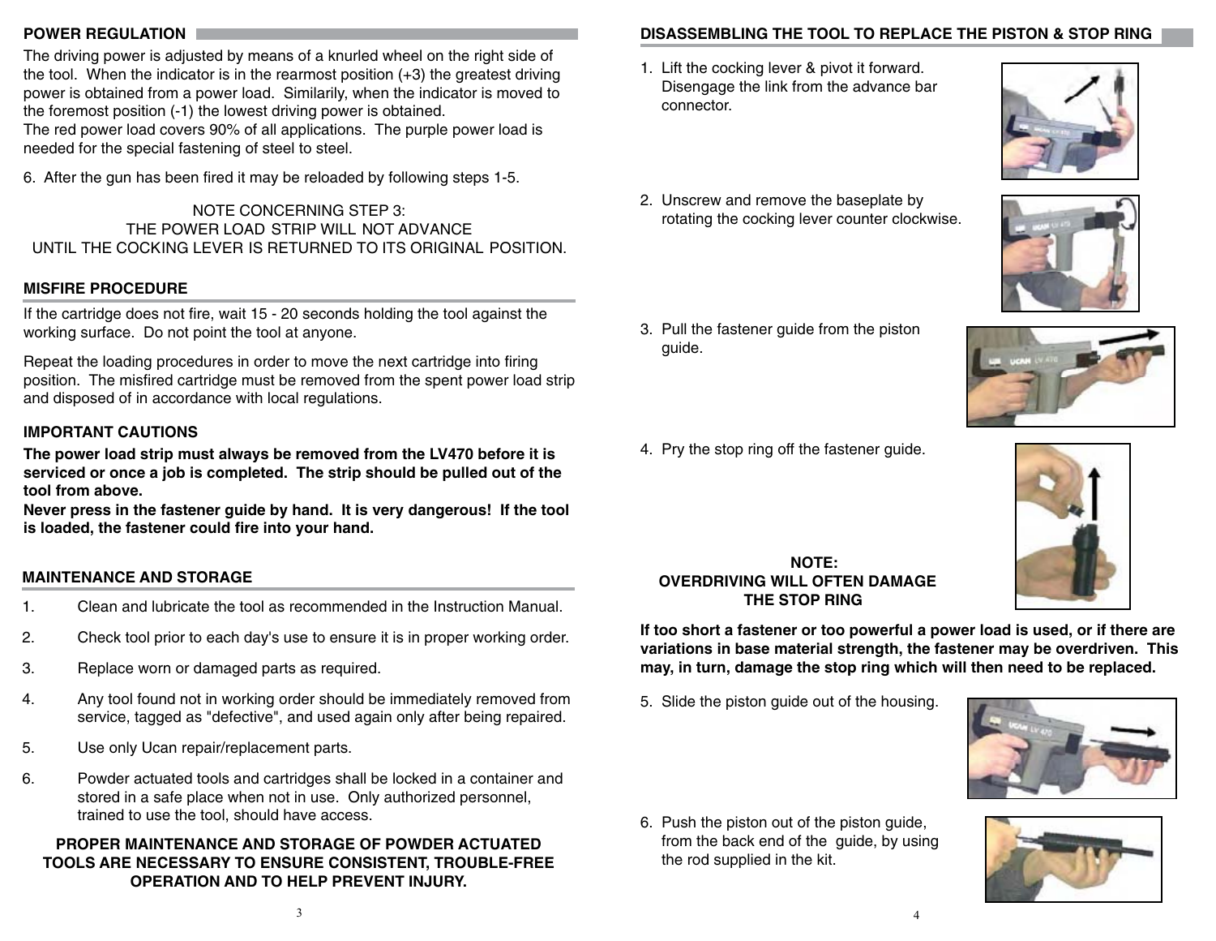## POWER REGULATION

The driving power is adjusted by means of a knurled wheel on the right side of the tool. When the indicator is in the rearmost position (+3) the greatest driving power is obtained from a power load. Similarily, when the indicator is moved to the foremost position (-1) the lowest driving power is obtained.
The red power load covers 90% of all applications. The purple power load is needed for the special fastening of steel to steel.

6. After the gun has been fired it may be reloaded by following steps 1-5.

NOTE CONCERNING STEP 3:
THE POWER LOAD STRIP WILL NOT ADVANCE
UNTIL THE COCKING LEVER IS RETURNED TO ITS ORIGINAL POSITION.

## MISFIRE PROCEDURE

If the cartridge does not fire, wait 15 - 20 seconds holding the tool against the working surface. Do not point the tool at anyone.

Repeat the loading procedures in order to move the next cartridge into firing position. The misfired cartridge must be removed from the spent power load strip and disposed of in accordance with local regulations.

## IMPORTANT CAUTIONS

**The power load strip must always be removed from the LV470 before it is serviced or once a job is completed. The strip should be pulled out of the tool from above.**
**Never press in the fastener guide by hand. It is very dangerous! If the tool is loaded, the fastener could fire into your hand.**

## MAINTENANCE AND STORAGE

1. Clean and lubricate the tool as recommended in the Instruction Manual.
2. Check tool prior to each day's use to ensure it is in proper working order.
3. Replace worn or damaged parts as required.
4. Any tool found not in working order should be immediately removed from service, tagged as "defective", and used again only after being repaired.
5. Use only Ucan repair/replacement parts.
6. Powder actuated tools and cartridges shall be locked in a container and stored in a safe place when not in use. Only authorized personnel, trained to use the tool, should have access.

**PROPER MAINTENANCE AND STORAGE OF POWDER ACTUATED TOOLS ARE NECESSARY TO ENSURE CONSISTENT, TROUBLE-FREE OPERATION AND TO HELP PREVENT INJURY.**

## DISASSEMBLING THE TOOL TO REPLACE THE PISTON & STOP RING

1. Lift the cocking lever & pivot it forward. Disengage the link from the advance bar connector.
2. Unscrew and remove the baseplate by rotating the cocking lever counter clockwise.
3. Pull the fastener guide from the piston guide.
4. Pry the stop ring off the fastener guide.

**NOTE:**
**OVERDRIVING WILL OFTEN DAMAGE THE STOP RING**

**If too short a fastener or too powerful a power load is used, or if there are variations in base material strength, the fastener may be overdriven. This may, in turn, damage the stop ring which will then need to be replaced.**

5. Slide the piston guide out of the housing.
6. Push the piston out of the piston guide, from the back end of the guide, by using the rod supplied in the kit.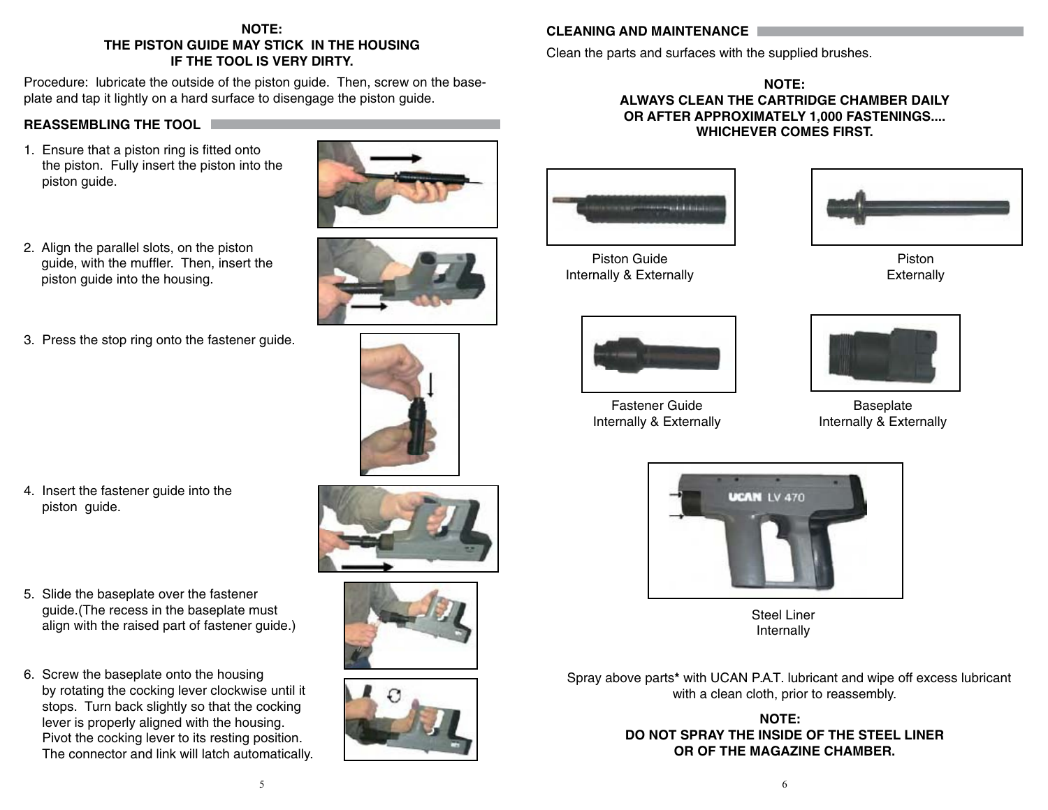**NOTE:
THE PISTON GUIDE MAY STICK IN THE HOUSING
IF THE TOOL IS VERY DIRTY.**

Procedure: lubricate the outside of the piston guide. Then, screw on the baseplate and tap it lightly on a hard surface to disengage the piston guide.

## REASSEMBLING THE TOOL

1. Ensure that a piston ring is fitted onto the piston. Fully insert the piston into the piston guide.

2. Align the parallel slots, on the piston guide, with the muffler. Then, insert the piston guide into the housing.

3. Press the stop ring onto the fastener guide.

4. Insert the fastener guide into the piston guide.

5. Slide the baseplate over the fastener guide.(The recess in the baseplate must align with the raised part of fastener guide.)

6. Screw the baseplate onto the housing by rotating the cocking lever clockwise until it stops. Turn back slightly so that the cocking lever is properly aligned with the housing. Pivot the cocking lever to its resting position. The connector and link will latch automatically.

## CLEANING AND MAINTENANCE

Clean the parts and surfaces with the supplied brushes.

**NOTE:
ALWAYS CLEAN THE CARTRIDGE CHAMBER DAILY
OR AFTER APPROXIMATELY 1,000 FASTENINGS....
WHICHEVER COMES FIRST.**

Piston Guide
Internally & Externally

Piston
Externally

Fastener Guide
Internally & Externally

Baseplate
Internally & Externally

Steel Liner
Internally

Spray above parts* with UCAN P.A.T. lubricant and wipe off excess lubricant with a clean cloth, prior to reassembly.

**NOTE:
DO NOT SPRAY THE INSIDE OF THE STEEL LINER
OR OF THE MAGAZINE CHAMBER.**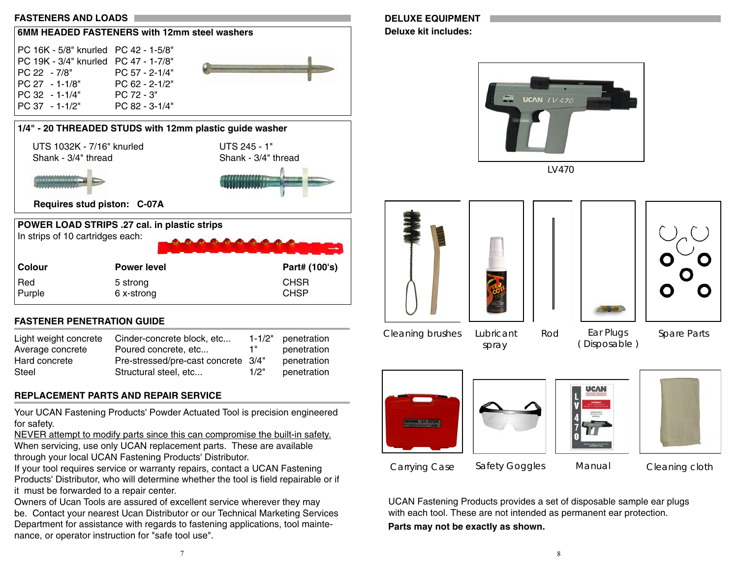## FASTENERS AND LOADS

### 6MM HEADED FASTENERS with 12mm steel washers

| | |
|---|---|
| PC 16K - 5/8" knurled | PC 42 - 1-5/8" |
| PC 19K - 3/4" knurled | PC 47 - 1-7/8" |
| PC 22 - 7/8" | PC 57 - 2-1/4" |
| PC 27 - 1-1/8" | PC 62 - 2-1/2" |
| PC 32 - 1-1/4" | PC 72 - 3" |
| PC 37 - 1-1/2" | PC 82 - 3-1/4" |

### 1/4" - 20 THREADED STUDS with 12mm plastic guide washer

UTS 1032K - 7/16" knurled
Shank - 3/4" thread

UTS 245 - 1"
Shank - 3/4" thread

**Requires stud piston: C-07A**

### POWER LOAD STRIPS .27 cal. in plastic strips

In strips of 10 cartridges each:

| Colour | Power level | Part# (100's) |
|---|---|---|
| Red | 5 strong | CHSR |
| Purple | 6 x-strong | CHSP |

## FASTENER PENETRATION GUIDE

| | | | |
|---|---|---|---|
| Light weight concrete | Cinder-concrete block, etc... | 1-1/2" | penetration |
| Average concrete | Poured concrete, etc... | 1" | penetration |
| Hard concrete | Pre-stressed/pre-cast concrete | 3/4" | penetration |
| Steel | Structural steel, etc... | 1/2" | penetration |

## REPLACEMENT PARTS AND REPAIR SERVICE

Your UCAN Fastening Products' Powder Actuated Tool is precision engineered for safety.
<u>NEVER attempt to modify parts since this can compromise the built-in safety.</u>
When servicing, use only UCAN replacement parts. These are available through your local UCAN Fastening Products' Distributor.
If your tool requires service or warranty repairs, contact a UCAN Fastening Products' Distributor, who will determine whether the tool is field repairable or if it must be forwarded to a repair center.
Owners of Ucan Tools are assured of excellent service wherever they may be. Contact your nearest Ucan Distributor or our Technical Marketing Services Department for assistance with regards to fastening applications, tool maintenance, or operator instruction for "safe tool use".

## DELUXE EQUIPMENT

**Deluxe kit includes:**

LV470

Cleaning brushes

Lubricant spray

Rod

Ear Plugs (Disposable)

Spare Parts

Carrying Case

Safety Goggles

Manual

Cleaning cloth

UCAN Fastening Products provides a set of disposable sample ear plugs with each tool. These are not intended as permanent ear protection.

**Parts may not be exactly as shown.**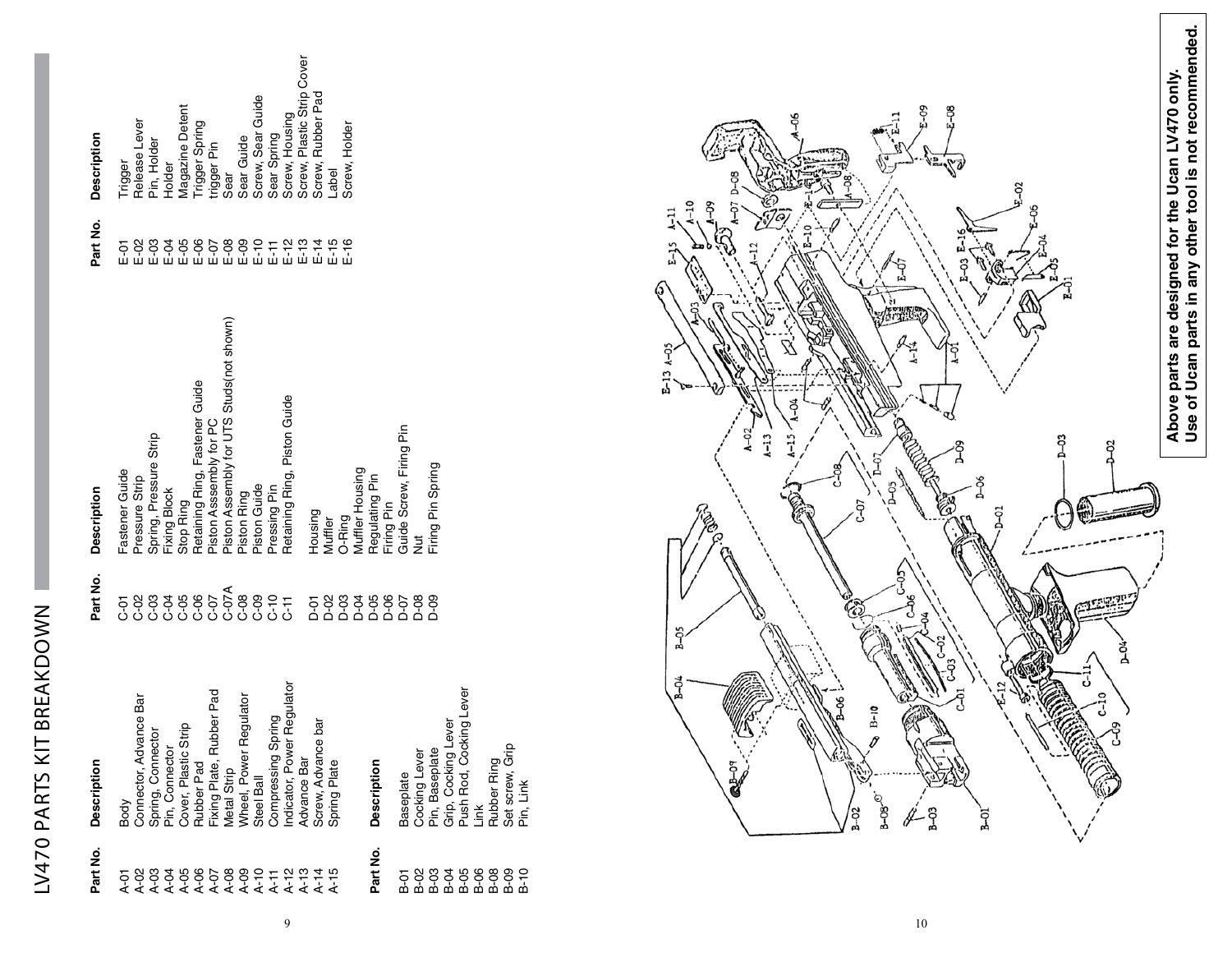# LV470 PARTS KIT BREAKDOWN

| Part No. | Description |
|---|---|
| A-01 | Body |
| A-02 | Connector, Advance Bar |
| A-03 | Spring, Connector |
| A-04 | Pin, Connector |
| A-05 | Cover, Plastic Strip |
| A-06 | Rubber Pad |
| A-07 | Fixing Plate, Rubber Pad |
| A-08 | Metal Strip |
| A-09 | Wheel, Power Regulator |
| A-10 | Steel Ball |
| A-11 | Compressing Spring |
| A-12 | Indicator, Power Regulator |
| A-13 | Advance Bar |
| A-14 | Screw, Advance bar |
| A-15 | Spring Plate |

| Part No. | Description |
|---|---|
| B-01 | Baseplate |
| B-02 | Cocking Lever |
| B-03 | Pin, Baseplate |
| B-04 | Grip, Cocking Lever |
| B-05 | Push Rod, Cocking Lever |
| B-06 | Link |
| B-08 | Rubber Ring |
| B-09 | Set screw, Grip |
| B-10 | Pin, Link |

| Part No. | Description |
|---|---|
| C-01 | Fastener Guide |
| C-02 | Pressure Strip |
| C-03 | Spring, Pressure Strip |
| C-04 | Fixing Block |
| C-05 | Stop Ring |
| C-06 | Retaining Ring, Fastener Guide |
| C-07 | Piston Assembly for PC |
| C-07A | Piston Assembly for UTS Studs(not shown) |
| C-08 | Piston Ring |
| C-09 | Piston Guide |
| C-10 | Pressing Pin |
| C-11 | Retaining Ring, Piston Guide |

| Part No. | Description |
|---|---|
| D-01 | Housing |
| D-02 | Muffler |
| D-03 | O-Ring |
| D-04 | Muffler Housing |
| D-05 | Regulating Pin |
| D-06 | Firing Pin |
| D-07 | Guide Screw, Firing Pin |
| D-08 | Nut |
| D-09 | Firing Pin Spring |

| Part No. | Description |
|---|---|
| E-01 | Trigger |
| E-02 | Release Lever |
| E-03 | Pin, Holder |
| E-04 | Holder |
| E-05 | Magazine Detent |
| E-06 | Trigger Spring |
| E-07 | trigger Pin |
| E-08 | Sear |
| E-09 | Sear Guide |
| E-10 | Screw, Sear Guide |
| E-11 | Sear Spring |
| E-12 | Screw, Housing |
| E-13 | Screw, Plastic Strip Cover |
| E-14 | Screw, Rubber Pad |
| E-15 | Label |
| E-16 | Screw, Holder |

**Above parts are designed for the Ucan LV470 only.**
**Use of Ucan parts in any other tool is not recommended.**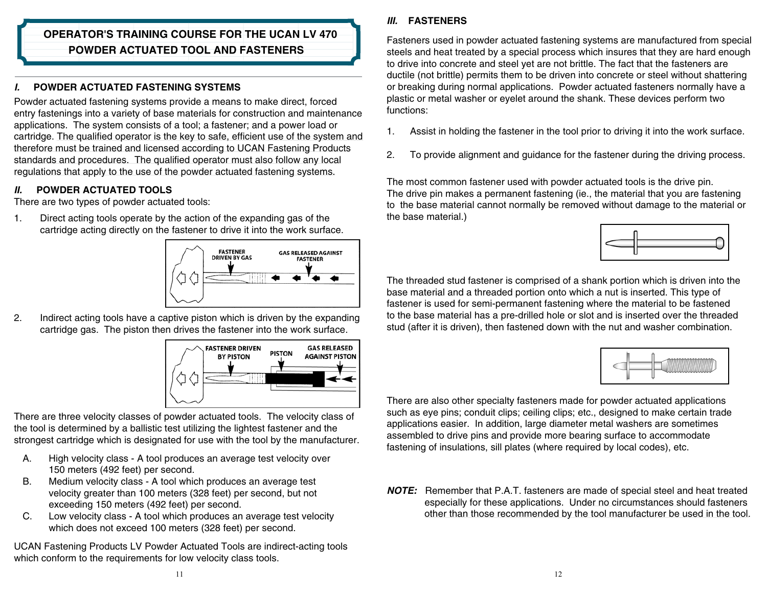## OPERATOR'S TRAINING COURSE FOR THE UCAN LV 470 POWDER ACTUATED TOOL AND FASTENERS

### *I.* POWDER ACTUATED FASTENING SYSTEMS

Powder actuated fastening systems provide a means to make direct, forced entry fastenings into a variety of base materials for construction and maintenance applications. The system consists of a tool; a fastener; and a power load or cartridge. The qualified operator is the key to safe, efficient use of the system and therefore must be trained and licensed according to UCAN Fastening Products standards and procedures. The qualified operator must also follow any local regulations that apply to the use of the powder actuated fastening systems.

### *II.* POWDER ACTUATED TOOLS

There are two types of powder actuated tools:

1. Direct acting tools operate by the action of the expanding gas of the cartridge acting directly on the fastener to drive it into the work surface.

FASTENER DRIVEN BY GAS — GAS RELEASED AGAINST FASTENER

2. Indirect acting tools have a captive piston which is driven by the expanding cartridge gas. The piston then drives the fastener into the work surface.

FASTENER DRIVEN BY PISTON — PISTON — GAS RELEASED AGAINST PISTON

There are three velocity classes of powder actuated tools. The velocity class of the tool is determined by a ballistic test utilizing the lightest fastener and the strongest cartridge which is designated for use with the tool by the manufacturer.

A. High velocity class - A tool produces an average test velocity over 150 meters (492 feet) per second.
B. Medium velocity class - A tool which produces an average test velocity greater than 100 meters (328 feet) per second, but not exceeding 150 meters (492 feet) per second.
C. Low velocity class - A tool which produces an average test velocity which does not exceed 100 meters (328 feet) per second.

UCAN Fastening Products LV Powder Actuated Tools are indirect-acting tools which conform to the requirements for low velocity class tools.

### *III.* FASTENERS

Fasteners used in powder actuated fastening systems are manufactured from special steels and heat treated by a special process which insures that they are hard enough to drive into concrete and steel yet are not brittle. The fact that the fasteners are ductile (not brittle) permits them to be driven into concrete or steel without shattering or breaking during normal applications. Powder actuated fasteners normally have a plastic or metal washer or eyelet around the shank. These devices perform two functions:

1. Assist in holding the fastener in the tool prior to driving it into the work surface.

2. To provide alignment and guidance for the fastener during the driving process.

The most common fastener used with powder actuated tools is the drive pin. The drive pin makes a permanent fastening (ie., the material that you are fastening to the base material cannot normally be removed without damage to the material or the base material.)

The threaded stud fastener is comprised of a shank portion which is driven into the base material and a threaded portion onto which a nut is inserted. This type of fastener is used for semi-permanent fastening where the material to be fastened to the base material has a pre-drilled hole or slot and is inserted over the threaded stud (after it is driven), then fastened down with the nut and washer combination.

There are also other specialty fasteners made for powder actuated applications such as eye pins; conduit clips; ceiling clips; etc., designed to make certain trade applications easier. In addition, large diameter metal washers are sometimes assembled to drive pins and provide more bearing surface to accommodate fastening of insulations, sill plates (where required by local codes), etc.

***NOTE:*** Remember that P.A.T. fasteners are made of special steel and heat treated especially for these applications. Under no circumstances should fasteners other than those recommended by the tool manufacturer be used in the tool.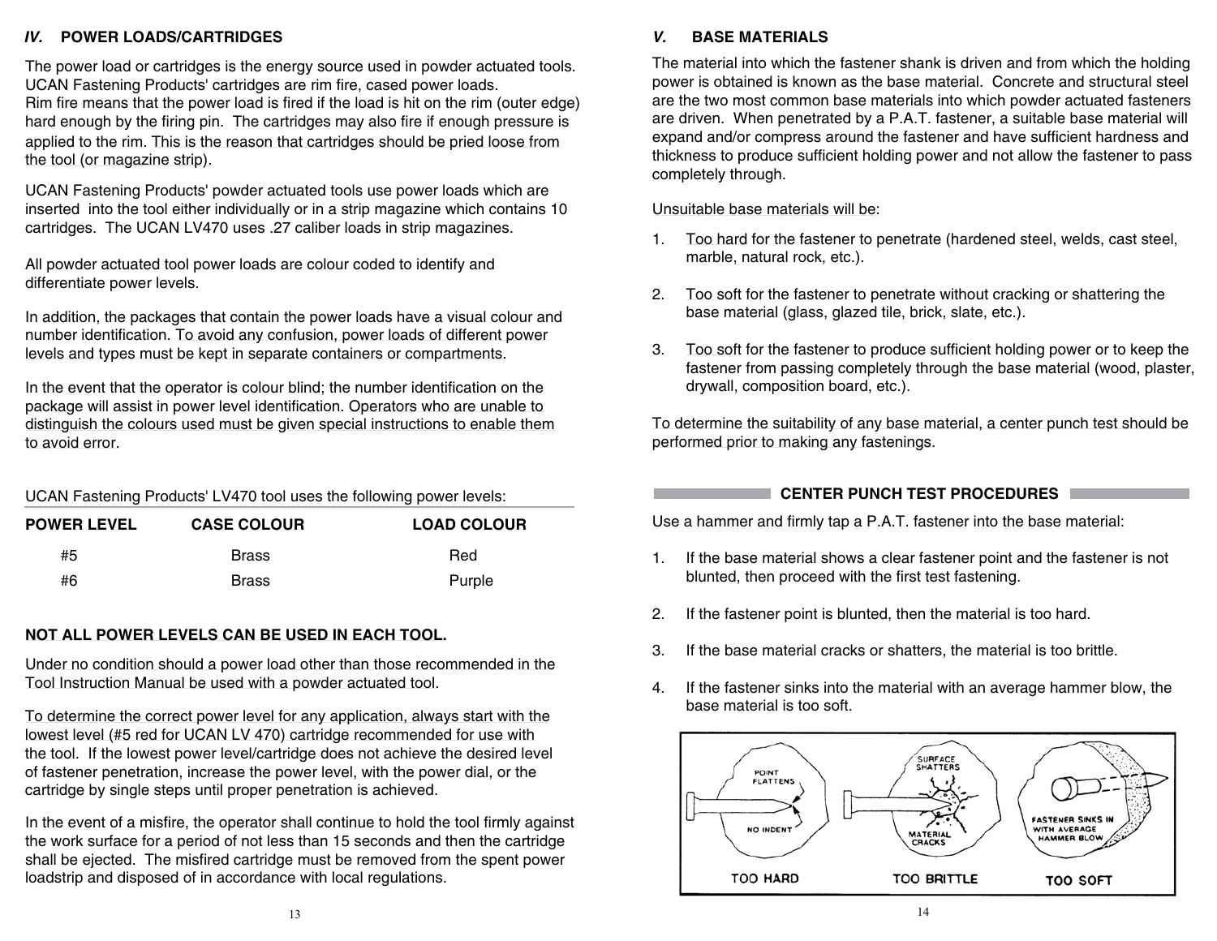## IV. POWER LOADS/CARTRIDGES

The power load or cartridges is the energy source used in powder actuated tools. UCAN Fastening Products' cartridges are rim fire, cased power loads.
Rim fire means that the power load is fired if the load is hit on the rim (outer edge) hard enough by the firing pin. The cartridges may also fire if enough pressure is applied to the rim. This is the reason that cartridges should be pried loose from the tool (or magazine strip).

UCAN Fastening Products' powder actuated tools use power loads which are inserted into the tool either individually or in a strip magazine which contains 10 cartridges. The UCAN LV470 uses .27 caliber loads in strip magazines.

All powder actuated tool power loads are colour coded to identify and differentiate power levels.

In addition, the packages that contain the power loads have a visual colour and number identification. To avoid any confusion, power loads of different power levels and types must be kept in separate containers or compartments.

In the event that the operator is colour blind; the number identification on the package will assist in power level identification. Operators who are unable to distinguish the colours used must be given special instructions to enable them to avoid error.

UCAN Fastening Products' LV470 tool uses the following power levels:

| POWER LEVEL | CASE COLOUR | LOAD COLOUR |
|---|---|---|
| #5 | Brass | Red |
| #6 | Brass | Purple |

**NOT ALL POWER LEVELS CAN BE USED IN EACH TOOL.**

Under no condition should a power load other than those recommended in the Tool Instruction Manual be used with a powder actuated tool.

To determine the correct power level for any application, always start with the lowest level (#5 red for UCAN LV 470) cartridge recommended for use with the tool. If the lowest power level/cartridge does not achieve the desired level of fastener penetration, increase the power level, with the power dial, or the cartridge by single steps until proper penetration is achieved.

In the event of a misfire, the operator shall continue to hold the tool firmly against the work surface for a period of not less than 15 seconds and then the cartridge shall be ejected. The misfired cartridge must be removed from the spent power loadstrip and disposed of in accordance with local regulations.

## V. BASE MATERIALS

The material into which the fastener shank is driven and from which the holding power is obtained is known as the base material. Concrete and structural steel are the two most common base materials into which powder actuated fasteners are driven. When penetrated by a P.A.T. fastener, a suitable base material will expand and/or compress around the fastener and have sufficient hardness and thickness to produce sufficient holding power and not allow the fastener to pass completely through.

Unsuitable base materials will be:

1. Too hard for the fastener to penetrate (hardened steel, welds, cast steel, marble, natural rock, etc.).

2. Too soft for the fastener to penetrate without cracking or shattering the base material (glass, glazed tile, brick, slate, etc.).

3. Too soft for the fastener to produce sufficient holding power or to keep the fastener from passing completely through the base material (wood, plaster, drywall, composition board, etc.).

To determine the suitability of any base material, a center punch test should be performed prior to making any fastenings.

### CENTER PUNCH TEST PROCEDURES

Use a hammer and firmly tap a P.A.T. fastener into the base material:

1. If the base material shows a clear fastener point and the fastener is not blunted, then proceed with the first test fastening.

2. If the fastener point is blunted, then the material is too hard.

3. If the base material cracks or shatters, the material is too brittle.

4. If the fastener sinks into the material with an average hammer blow, the base material is too soft.

POINT FLATTENS — NO INDENT — TOO HARD

SURFACE SHATTERS — MATERIAL CRACKS — TOO BRITTLE

FASTENER SINKS IN WITH AVERAGE HAMMER BLOW — TOO SOFT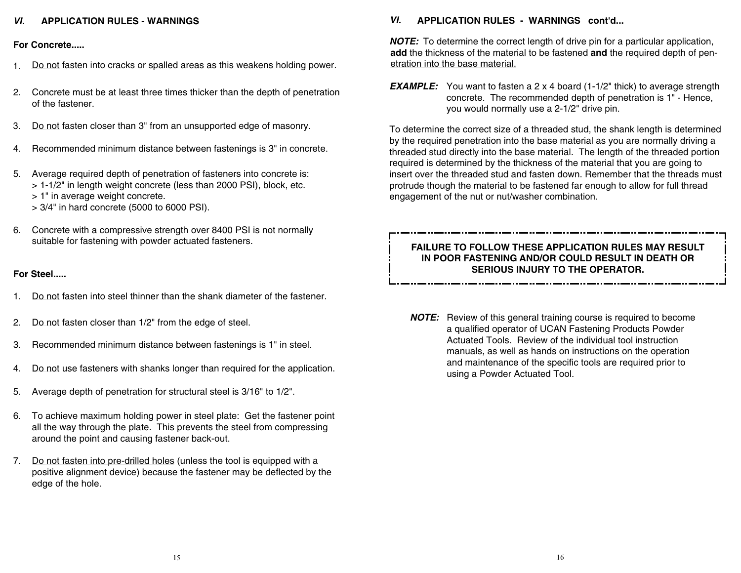## VI. APPLICATION RULES - WARNINGS

**For Concrete.....**

1. Do not fasten into cracks or spalled areas as this weakens holding power.

2. Concrete must be at least three times thicker than the depth of penetration of the fastener.

3. Do not fasten closer than 3" from an unsupported edge of masonry.

4. Recommended minimum distance between fastenings is 3" in concrete.

5. Average required depth of penetration of fasteners into concrete is:
   > 1-1/2" in length weight concrete (less than 2000 PSI), block, etc.
   > 1" in average weight concrete.
   > 3/4" in hard concrete (5000 to 6000 PSI).

6. Concrete with a compressive strength over 8400 PSI is not normally suitable for fastening with powder actuated fasteners.

**For Steel.....**

1. Do not fasten into steel thinner than the shank diameter of the fastener.

2. Do not fasten closer than 1/2" from the edge of steel.

3. Recommended minimum distance between fastenings is 1" in steel.

4. Do not use fasteners with shanks longer than required for the application.

5. Average depth of penetration for structural steel is 3/16" to 1/2".

6. To achieve maximum holding power in steel plate: Get the fastener point all the way through the plate. This prevents the steel from compressing around the point and causing fastener back-out.

7. Do not fasten into pre-drilled holes (unless the tool is equipped with a positive alignment device) because the fastener may be deflected by the edge of the hole.

## VI. APPLICATION RULES - WARNINGS cont'd...

***NOTE:*** To determine the correct length of drive pin for a particular application, **add** the thickness of the material to be fastened **and** the required depth of penetration into the base material.

***EXAMPLE:*** You want to fasten a 2 x 4 board (1-1/2" thick) to average strength concrete. The recommended depth of penetration is 1" - Hence, you would normally use a 2-1/2" drive pin.

To determine the correct size of a threaded stud, the shank length is determined by the required penetration into the base material as you are normally driving a threaded stud directly into the base material. The length of the threaded portion required is determined by the thickness of the material that you are going to insert over the threaded stud and fasten down. Remember that the threads must protrude though the material to be fastened far enough to allow for full thread engagement of the nut or nut/washer combination.

**FAILURE TO FOLLOW THESE APPLICATION RULES MAY RESULT IN POOR FASTENING AND/OR COULD RESULT IN DEATH OR SERIOUS INJURY TO THE OPERATOR.**

***NOTE:*** Review of this general training course is required to become a qualified operator of UCAN Fastening Products Powder Actuated Tools. Review of the individual tool instruction manuals, as well as hands on instructions on the operation and maintenance of the specific tools are required prior to using a Powder Actuated Tool.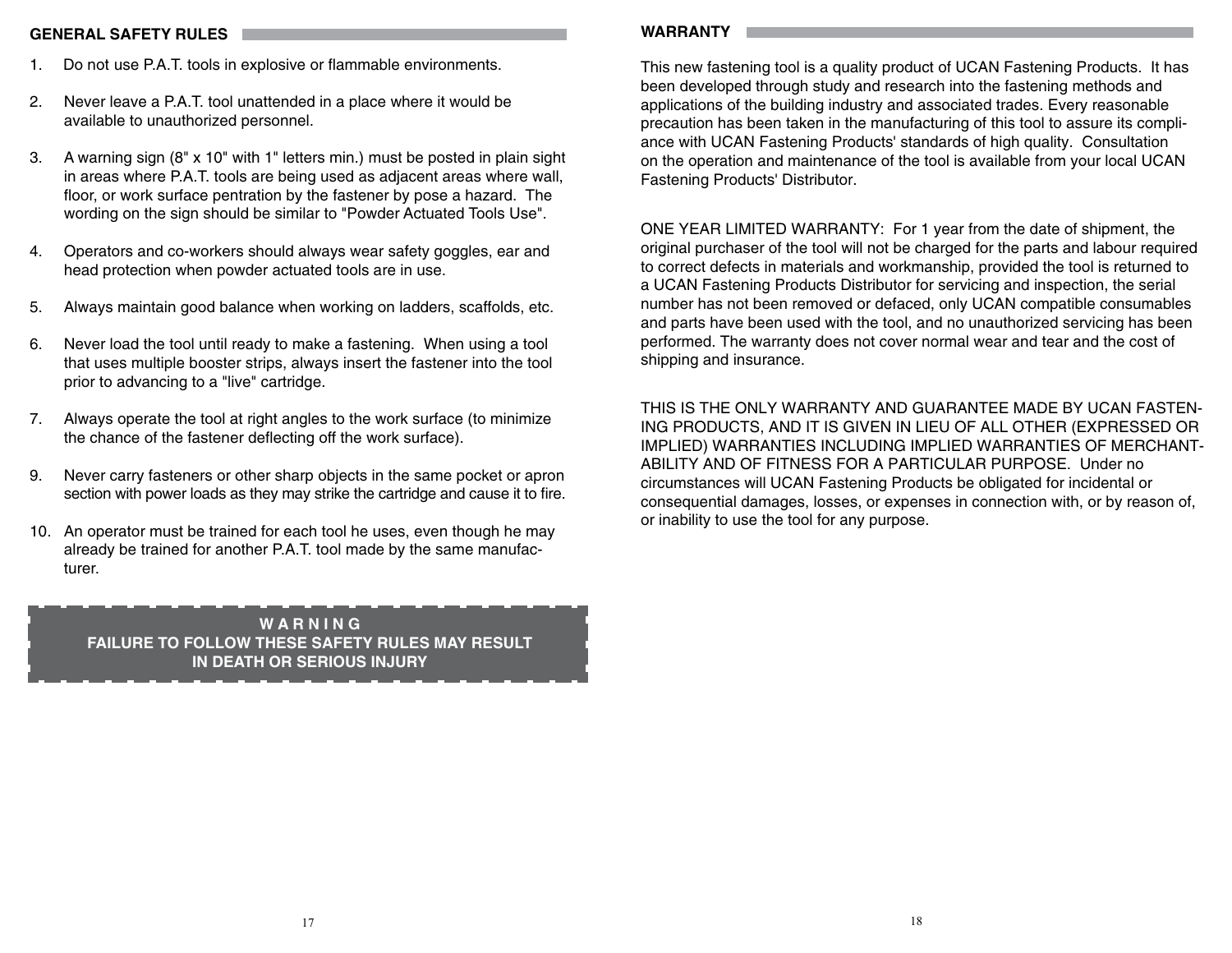## GENERAL SAFETY RULES

1. Do not use P.A.T. tools in explosive or flammable environments.

2. Never leave a P.A.T. tool unattended in a place where it would be available to unauthorized personnel.

3. A warning sign (8" x 10" with 1" letters min.) must be posted in plain sight in areas where P.A.T. tools are being used as adjacent areas where wall, floor, or work surface pentration by the fastener by pose a hazard. The wording on the sign should be similar to "Powder Actuated Tools Use".

4. Operators and co-workers should always wear safety goggles, ear and head protection when powder actuated tools are in use.

5. Always maintain good balance when working on ladders, scaffolds, etc.

6. Never load the tool until ready to make a fastening. When using a tool that uses multiple booster strips, always insert the fastener into the tool prior to advancing to a "live" cartridge.

7. Always operate the tool at right angles to the work surface (to minimize the chance of the fastener deflecting off the work surface).

9. Never carry fasteners or other sharp objects in the same pocket or apron section with power loads as they may strike the cartridge and cause it to fire.

10. An operator must be trained for each tool he uses, even though he may already be trained for another P.A.T. tool made by the same manufacturer.

**W A R N I N G**
**FAILURE TO FOLLOW THESE SAFETY RULES MAY RESULT IN DEATH OR SERIOUS INJURY**

## WARRANTY

This new fastening tool is a quality product of UCAN Fastening Products. It has been developed through study and research into the fastening methods and applications of the building industry and associated trades. Every reasonable precaution has been taken in the manufacturing of this tool to assure its compliance with UCAN Fastening Products' standards of high quality. Consultation on the operation and maintenance of the tool is available from your local UCAN Fastening Products' Distributor.

ONE YEAR LIMITED WARRANTY: For 1 year from the date of shipment, the original purchaser of the tool will not be charged for the parts and labour required to correct defects in materials and workmanship, provided the tool is returned to a UCAN Fastening Products Distributor for servicing and inspection, the serial number has not been removed or defaced, only UCAN compatible consumables and parts have been used with the tool, and no unauthorized servicing has been performed. The warranty does not cover normal wear and tear and the cost of shipping and insurance.

THIS IS THE ONLY WARRANTY AND GUARANTEE MADE BY UCAN FASTENING PRODUCTS, AND IT IS GIVEN IN LIEU OF ALL OTHER (EXPRESSED OR IMPLIED) WARRANTIES INCLUDING IMPLIED WARRANTIES OF MERCHANTABILITY AND OF FITNESS FOR A PARTICULAR PURPOSE. Under no circumstances will UCAN Fastening Products be obligated for incidental or consequential damages, losses, or expenses in connection with, or by reason of, or inability to use the tool for any purpose.